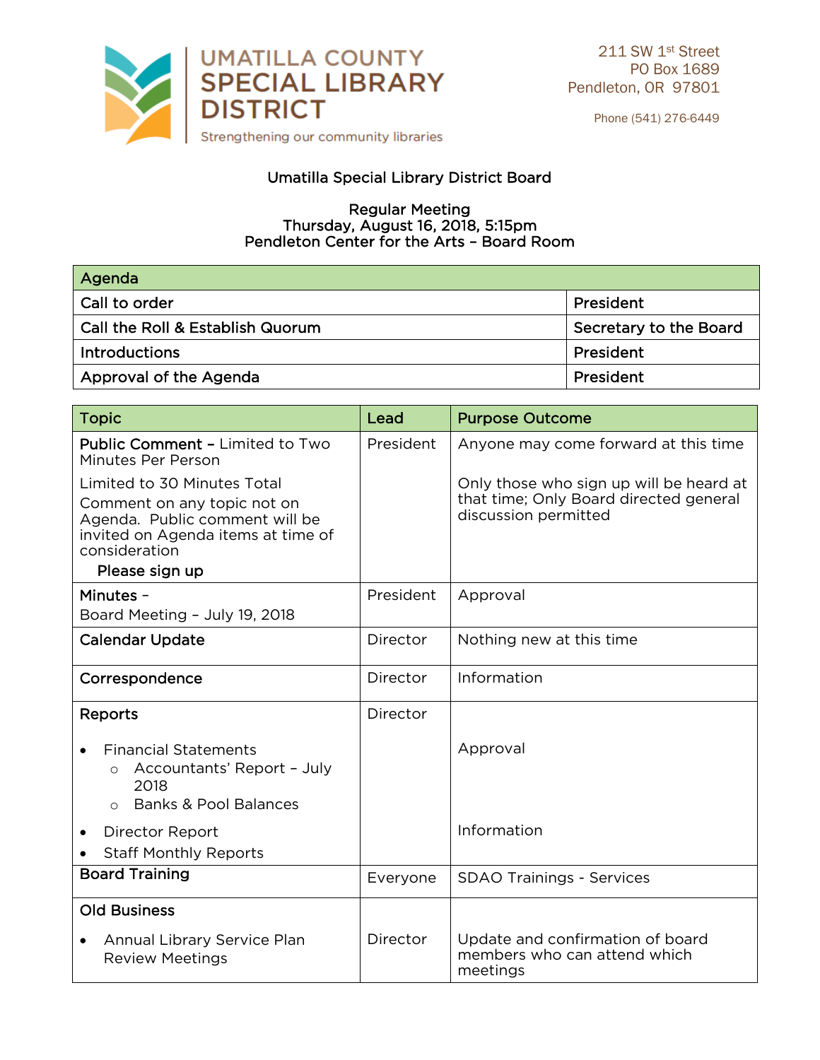UMATILLA COUNTY
SPECIAL LIBRARY
DISTRICT
Strengthening our community libraries

211 SW 1st Street
PO Box 1689
Pendleton, OR 97801

Phone (541) 276-6449

Umatilla Special Library District Board

Regular Meeting
Thursday, August 16, 2018, 5:15pm
Pendleton Center for the Arts – Board Room

| Agenda | |
|---|---|
| Call to order | President |
| Call the Roll & Establish Quorum | Secretary to the Board |
| Introductions | President |
| Approval of the Agenda | President |

| Topic | Lead | Purpose Outcome |
|---|---|---|
| **Public Comment** – Limited to Two Minutes Per Person<br><br>Limited to 30 Minutes Total<br>Comment on any topic not on Agenda. Public comment will be invited on Agenda items at time of consideration<br>**Please sign up** | President | Anyone may come forward at this time<br><br>Only those who sign up will be heard at that time; Only Board directed general discussion permitted |
| **Minutes** –<br>Board Meeting – July 19, 2018 | President | Approval |
| **Calendar Update** | Director | Nothing new at this time |
| **Correspondence** | Director | Information |
| **Reports**<br><br>• Financial Statements<br>  ○ Accountants' Report – July 2018<br>  ○ Banks & Pool Balances<br><br>• Director Report<br>• Staff Monthly Reports | Director | <br><br>Approval<br><br><br><br>Information |
| **Board Training** | Everyone | SDAO Trainings - Services |
| **Old Business**<br><br>• Annual Library Service Plan Review Meetings | <br><br>Director | <br><br>Update and confirmation of board members who can attend which meetings |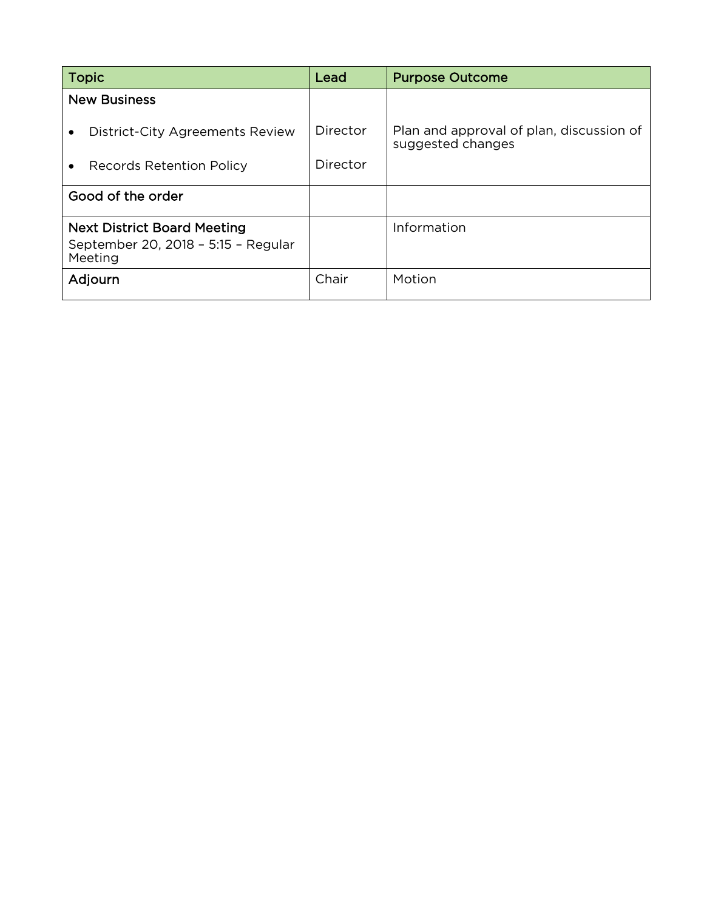| Topic | Lead | Purpose Outcome |
| --- | --- | --- |
| **New Business**<br>• District-City Agreements Review<br>• Records Retention Policy | <br>Director<br>Director | <br>Plan and approval of plan, discussion of suggested changes |
| **Good of the order** | | |
| **Next District Board Meeting**<br>September 20, 2018 – 5:15 – Regular Meeting | | Information |
| **Adjourn** | Chair | Motion |